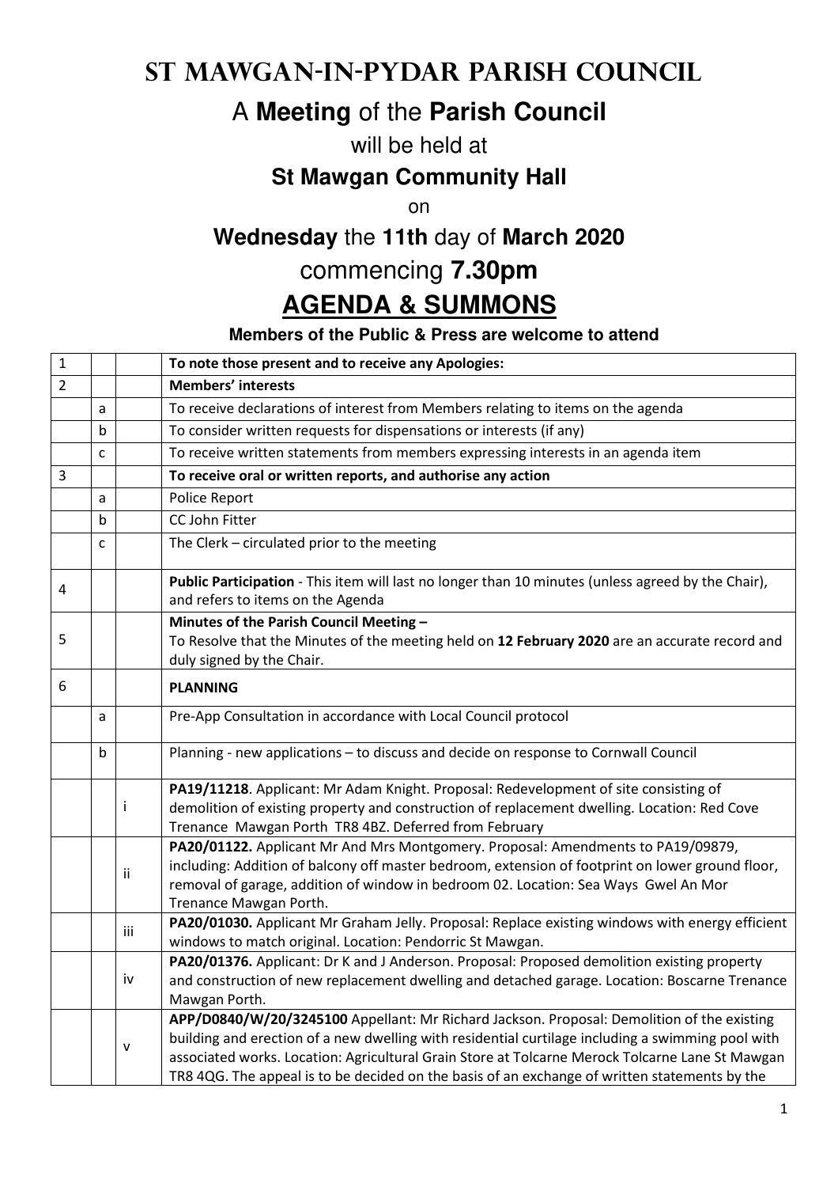# St Mawgan-in-Pydar Parish Council

## A **Meeting** of the **Parish Council**

will be held at

### St Mawgan Community Hall

on

### **Wednesday** the **11th** day of **March 2020**

## commencing **7.30pm**

# AGENDA & SUMMONS

**Members of the Public & Press are welcome to attend**

| | | | |
|---|---|---|---|
| 1 | | | **To note those present and to receive any Apologies:** |
| 2 | | | **Members' interests** |
| | a | | To receive declarations of interest from Members relating to items on the agenda |
| | b | | To consider written requests for dispensations or interests (if any) |
| | c | | To receive written statements from members expressing interests in an agenda item |
| 3 | | | **To receive oral or written reports, and authorise any action** |
| | a | | Police Report |
| | b | | CC John Fitter |
| | c | | The Clerk – circulated prior to the meeting |
| 4 | | | **Public Participation** - This item will last no longer than 10 minutes (unless agreed by the Chair), and refers to items on the Agenda |
| 5 | | | **Minutes of the Parish Council Meeting –** To Resolve that the Minutes of the meeting held on **12 February 2020** are an accurate record and duly signed by the Chair. |
| 6 | | | **PLANNING** |
| | a | | Pre-App Consultation in accordance with Local Council protocol |
| | b | | Planning - new applications – to discuss and decide on response to Cornwall Council |
| | | i | **PA19/11218**. Applicant: Mr Adam Knight. Proposal: Redevelopment of site consisting of demolition of existing property and construction of replacement dwelling. Location: Red Cove Trenance Mawgan Porth TR8 4BZ. Deferred from February |
| | | ii | **PA20/01122.** Applicant Mr And Mrs Montgomery. Proposal: Amendments to PA19/09879, including: Addition of balcony off master bedroom, extension of footprint on lower ground floor, removal of garage, addition of window in bedroom 02. Location: Sea Ways Gwel An Mor Trenance Mawgan Porth. |
| | | iii | **PA20/01030.** Applicant Mr Graham Jelly. Proposal: Replace existing windows with energy efficient windows to match original. Location: Pendorric St Mawgan. |
| | | iv | **PA20/01376.** Applicant: Dr K and J Anderson. Proposal: Proposed demolition existing property and construction of new replacement dwelling and detached garage. Location: Boscarne Trenance Mawgan Porth. |
| | | v | **APP/D0840/W/20/3245100** Appellant: Mr Richard Jackson. Proposal: Demolition of the existing building and erection of a new dwelling with residential curtilage including a swimming pool with associated works. Location: Agricultural Grain Store at Tolcarne Merock Tolcarne Lane St Mawgan TR8 4QG. The appeal is to be decided on the basis of an exchange of written statements by the |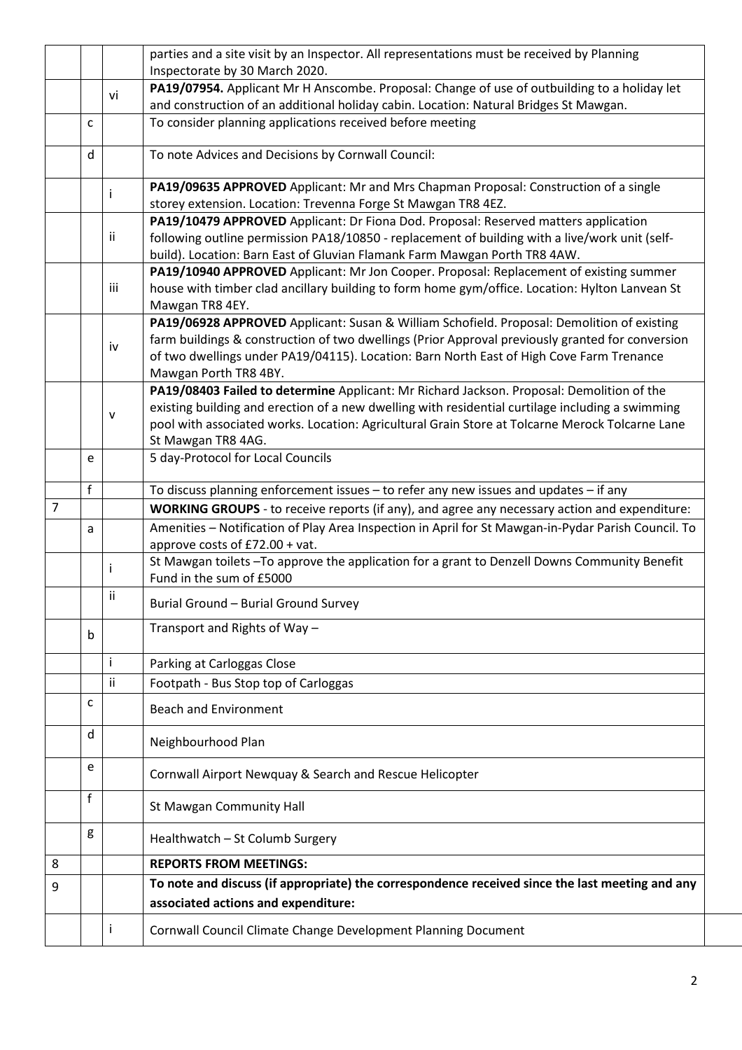|  |  |  |  |
|---|---|---|---|
|  |  |  | parties and a site visit by an Inspector. All representations must be received by Planning Inspectorate by 30 March 2020. |
|  |  | vi | **PA19/07954.** Applicant Mr H Anscombe. Proposal: Change of use of outbuilding to a holiday let and construction of an additional holiday cabin. Location: Natural Bridges St Mawgan. |
|  | c |  | To consider planning applications received before meeting |
|  | d |  | To note Advices and Decisions by Cornwall Council: |
|  |  | i | **PA19/09635 APPROVED** Applicant: Mr and Mrs Chapman Proposal: Construction of a single storey extension. Location: Trevenna Forge St Mawgan TR8 4EZ. |
|  |  | ii | **PA19/10479 APPROVED** Applicant: Dr Fiona Dod. Proposal: Reserved matters application following outline permission PA18/10850 - replacement of building with a live/work unit (self-build). Location: Barn East of Gluvian Flamank Farm Mawgan Porth TR8 4AW. |
|  |  | iii | **PA19/10940 APPROVED** Applicant: Mr Jon Cooper. Proposal: Replacement of existing summer house with timber clad ancillary building to form home gym/office. Location: Hylton Lanvean St Mawgan TR8 4EY. |
|  |  | iv | **PA19/06928 APPROVED** Applicant: Susan & William Schofield. Proposal: Demolition of existing farm buildings & construction of two dwellings (Prior Approval previously granted for conversion of two dwellings under PA19/04115). Location: Barn North East of High Cove Farm Trenance Mawgan Porth TR8 4BY. |
|  |  | v | **PA19/08403 Failed to determine** Applicant: Mr Richard Jackson. Proposal: Demolition of the existing building and erection of a new dwelling with residential curtilage including a swimming pool with associated works. Location: Agricultural Grain Store at Tolcarne Merock Tolcarne Lane St Mawgan TR8 4AG. |
|  | e |  | 5 day-Protocol for Local Councils |
|  | f |  | To discuss planning enforcement issues – to refer any new issues and updates – if any |
| 7 |  |  | **WORKING GROUPS** - to receive reports (if any), and agree any necessary action and expenditure: |
|  | a |  | Amenities – Notification of Play Area Inspection in April for St Mawgan-in-Pydar Parish Council. To approve costs of £72.00 + vat. |
|  |  | i | St Mawgan toilets –To approve the application for a grant to Denzell Downs Community Benefit Fund in the sum of £5000 |
|  |  | ii | Burial Ground – Burial Ground Survey |
|  | b |  | Transport and Rights of Way – |
|  |  | i | Parking at Carloggas Close |
|  |  | ii | Footpath - Bus Stop top of Carloggas |
|  | c |  | Beach and Environment |
|  | d |  | Neighbourhood Plan |
|  | e |  | Cornwall Airport Newquay & Search and Rescue Helicopter |
|  | f |  | St Mawgan Community Hall |
|  | g |  | Healthwatch – St Columb Surgery |
| 8 |  |  | **REPORTS FROM MEETINGS:** |
| 9 |  |  | **To note and discuss (if appropriate) the correspondence received since the last meeting and any associated actions and expenditure:** |
|  |  | i | Cornwall Council Climate Change Development Planning Document |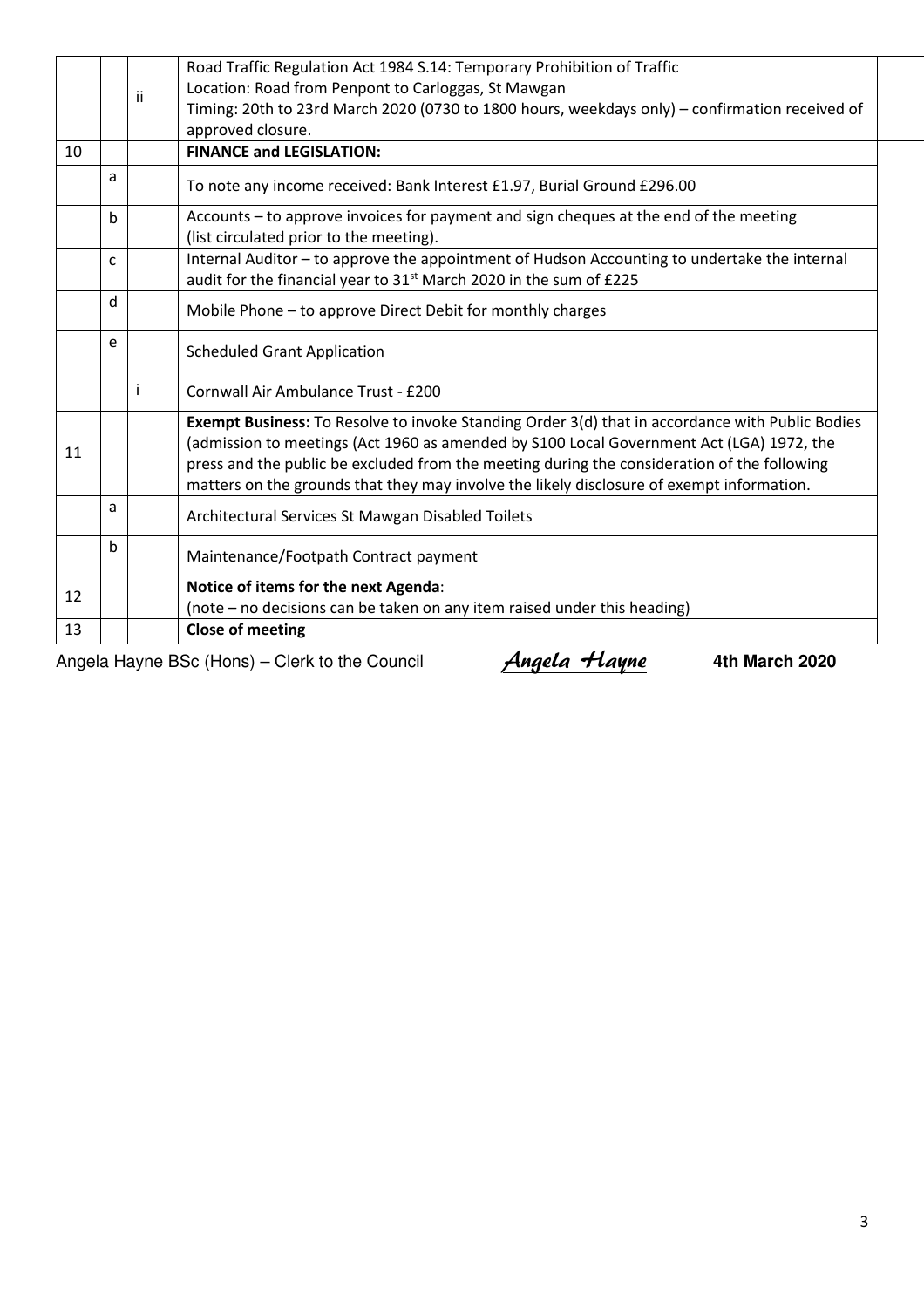| | | | |
|---|---|---|---|
| | | ii | Road Traffic Regulation Act 1984 S.14: Temporary Prohibition of Traffic<br>Location: Road from Penpont to Carloggas, St Mawgan<br>Timing: 20th to 23rd March 2020 (0730 to 1800 hours, weekdays only) – confirmation received of approved closure. |
| 10 | | | **FINANCE and LEGISLATION:** |
| | a | | To note any income received: Bank Interest £1.97, Burial Ground £296.00 |
| | b | | Accounts – to approve invoices for payment and sign cheques at the end of the meeting (list circulated prior to the meeting). |
| | c | | Internal Auditor – to approve the appointment of Hudson Accounting to undertake the internal audit for the financial year to 31st March 2020 in the sum of £225 |
| | d | | Mobile Phone – to approve Direct Debit for monthly charges |
| | e | | Scheduled Grant Application |
| | | i | Cornwall Air Ambulance Trust - £200 |
| 11 | | | **Exempt Business:** To Resolve to invoke Standing Order 3(d) that in accordance with Public Bodies (admission to meetings (Act 1960 as amended by S100 Local Government Act (LGA) 1972, the press and the public be excluded from the meeting during the consideration of the following matters on the grounds that they may involve the likely disclosure of exempt information. |
| | a | | Architectural Services St Mawgan Disabled Toilets |
| | b | | Maintenance/Footpath Contract payment |
| 12 | | | **Notice of items for the next Agenda**:<br>(note – no decisions can be taken on any item raised under this heading) |
| 13 | | | **Close of meeting** |

Angela Hayne BSc (Hons) – Clerk to the Council *Angela Hayne* **4th March 2020**